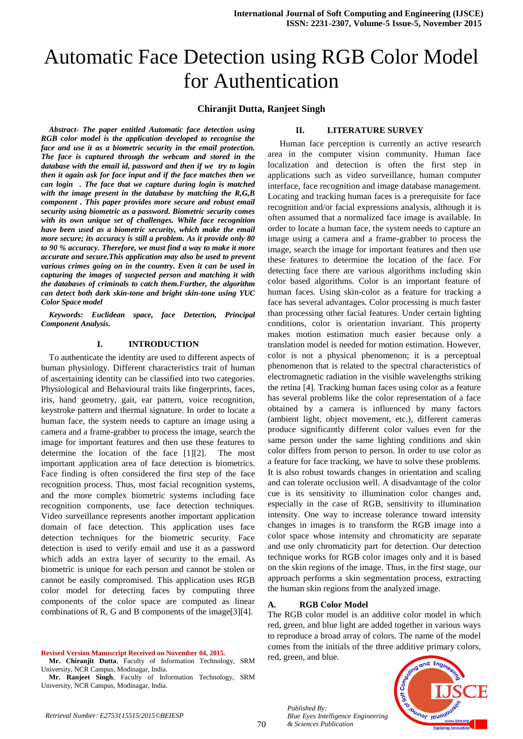# Automatic Face Detection using RGB Color Model for Authentication

**Chiranjit Dutta, Ranjeet Singh**

***Abstract- The paper entitled Automatic face detection using RGB color model is the application developed to recognise the face and use it as a biometric security in the email protection. The face is captured through the webcam and stored in the database with the email id, password and then if we try to login then it again ask for face input and if the face matches then we can login . The face that we capture during login is matched with the image present in the database by matching the R,G,B component . This paper provides more secure and robust email security using biometric as a password. Biometric security comes with its own unique set of challenges. While face recognition have been used as a biometric security, which make the email more secure; its accuracy is still a problem. As it provide only 80 to 90 % accuracy. Therefore, we must find a way to make it more accurate and secure.This application may also be used to prevent various crimes going on in the country. Even it can be used in capturing the images of suspected person and matching it with the databases of criminals to catch them.Further, the algorithm can detect both dark skin-tone and bright skin-tone using YUC Color Space model***

***Keywords: Euclidean space, face Detection, Principal Component Analysis.***

## I. INTRODUCTION

To authenticate the identity are used to different aspects of human physiology. Different characteristics trait of human of ascertaining identity can be classified into two categories. Physiological and Behavioural traits like fingerprints, faces, iris, hand geometry, gait, ear pattern, voice recognition, keystroke pattern and thermal signature. In order to locate a human face, the system needs to capture an image using a camera and a frame-grabber to process the image, search the image for important features and then use these features to determine the location of the face [1][2]. The most important application area of face detection is biometrics. Face finding is often considered the first step of the face recognition process. Thus, most facial recognition systems, and the more complex biometric systems including face recognition components, use face detection techniques. Video surveillance represents another important application domain of face detection. This application uses face detection techniques for the biometric security. Face detection is used to verify email and use it as a password which adds an extra layer of security to the email. As biometric is unique for each person and cannot be stolen or cannot be easily compromised. This application uses RGB color model for detecting faces by computing three components of the color space are computed as linear combinations of R, G and B components of the image[3][4].

**Revised Version Manuscript Received on November 04, 2015.**

**Mr. Chiranjit Dutta**, Faculty of Information Technology, SRM University, NCR Campus, Modinagar, India.

**Mr. Ranjeet Singh**, Faculty of Information Technology, SRM University, NCR Campus, Modinagar, India.

## II. LITERATURE SURVEY

Human face perception is currently an active research area in the computer vision community. Human face localization and detection is often the first step in applications such as video surveillance, human computer interface, face recognition and image database management. Locating and tracking human faces is a prerequisite for face recognition and/or facial expressions analysis, although it is often assumed that a normalized face image is available. In order to locate a human face, the system needs to capture an image using a camera and a frame-grabber to process the image, search the image for important features and then use these features to determine the location of the face. For detecting face there are various algorithms including skin color based algorithms. Color is an important feature of human faces. Using skin-color as a feature for tracking a face has several advantages. Color processing is much faster than processing other facial features. Under certain lighting conditions, color is orientation invariant. This property makes motion estimation much easier because only a translation model is needed for motion estimation. However, color is not a physical phenomenon; it is a perceptual phenomenon that is related to the spectral characteristics of electromagnetic radiation in the visible wavelengths striking the retina [4]. Tracking human faces using color as a feature has several problems like the color representation of a face obtained by a camera is influenced by many factors (ambient light, object movement, etc.), different cameras produce significantly different color values even for the same person under the same lighting conditions and skin color differs from person to person. In order to use color as a feature for face tracking, we have to solve these problems. It is also robust towards changes in orientation and scaling and can tolerate occlusion well. A disadvantage of the color cue is its sensitivity to illumination color changes and, especially in the case of RGB, sensitivity to illumination intensity. One way to increase tolerance toward intensity changes in images is to transform the RGB image into a color space whose intensity and chromaticity are separate and use only chromaticity part for detection. Our detection technique works for RGB color images only and it is based on the skin regions of the image. Thus, in the first stage, our approach performs a skin segmentation process, extracting the human skin regions from the analyzed image.

### A. RGB Color Model

The RGB color model is an additive color model in which red, green, and blue light are added together in various ways to reproduce a broad array of colors. The name of the model comes from the initials of the three additive primary colors, red, green, and blue.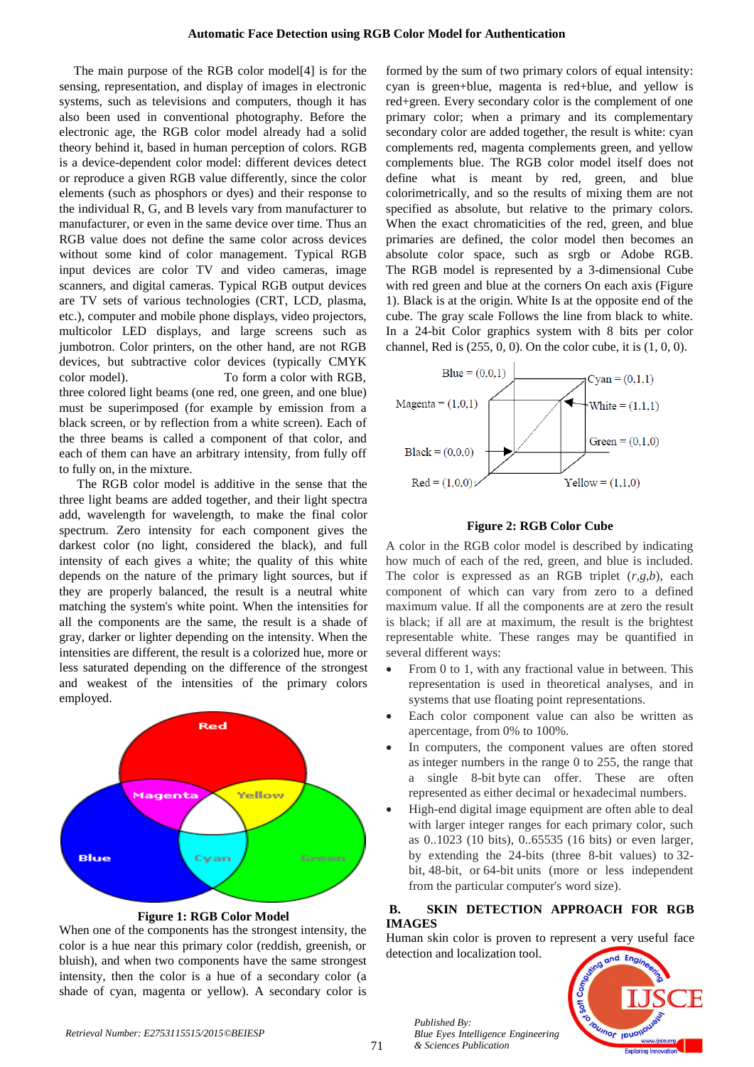The main purpose of the RGB color model[4] is for the sensing, representation, and display of images in electronic systems, such as televisions and computers, though it has also been used in conventional photography. Before the electronic age, the RGB color model already had a solid theory behind it, based in human perception of colors. RGB is a device-dependent color model: different devices detect or reproduce a given RGB value differently, since the color elements (such as phosphors or dyes) and their response to the individual R, G, and B levels vary from manufacturer to manufacturer, or even in the same device over time. Thus an RGB value does not define the same color across devices without some kind of color management. Typical RGB input devices are color TV and video cameras, image scanners, and digital cameras. Typical RGB output devices are TV sets of various technologies (CRT, LCD, plasma, etc.), computer and mobile phone displays, video projectors, multicolor LED displays, and large screens such as jumbotron. Color printers, on the other hand, are not RGB devices, but subtractive color devices (typically CMYK color model). To form a color with RGB, three colored light beams (one red, one green, and one blue) must be superimposed (for example by emission from a black screen, or by reflection from a white screen). Each of the three beams is called a component of that color, and each of them can have an arbitrary intensity, from fully off to fully on, in the mixture.

The RGB color model is additive in the sense that the three light beams are added together, and their light spectra add, wavelength for wavelength, to make the final color spectrum. Zero intensity for each component gives the darkest color (no light, considered the black), and full intensity of each gives a white; the quality of this white depends on the nature of the primary light sources, but if they are properly balanced, the result is a neutral white matching the system's white point. When the intensities for all the components are the same, the result is a shade of gray, darker or lighter depending on the intensity. When the intensities are different, the result is a colorized hue, more or less saturated depending on the difference of the strongest and weakest of the intensities of the primary colors employed.

Red
Magenta
Yellow
Blue
Cyan
Green

**Figure 1: RGB Color Model**

When one of the components has the strongest intensity, the color is a hue near this primary color (reddish, greenish, or bluish), and when two components have the same strongest intensity, then the color is a hue of a secondary color (a shade of cyan, magenta or yellow). A secondary color is formed by the sum of two primary colors of equal intensity: cyan is green+blue, magenta is red+blue, and yellow is red+green. Every secondary color is the complement of one primary color; when a primary and its complementary secondary color are added together, the result is white: cyan complements red, magenta complements green, and yellow complements blue. The RGB color model itself does not define what is meant by red, green, and blue colorimetrically, and so the results of mixing them are not specified as absolute, but relative to the primary colors. When the exact chromaticities of the red, green, and blue primaries are defined, the color model then becomes an absolute color space, such as srgb or Adobe RGB. The RGB model is represented by a 3-dimensional Cube with red green and blue at the corners On each axis (Figure 1). Black is at the origin. White Is at the opposite end of the cube. The gray scale Follows the line from black to white. In a 24-bit Color graphics system with 8 bits per color channel, Red is (255, 0, 0). On the color cube, it is (1, 0, 0).

Blue = (0,0,1)
Cyan = (0,1,1)
Magenta = (1,0,1)
White = (1,1,1)
Black = (0,0,0)
Green = (0,1,0)
Red = (1,0,0)
Yellow = (1,1,0)

**Figure 2: RGB Color Cube**

A color in the RGB color model is described by indicating how much of each of the red, green, and blue is included. The color is expressed as an RGB triplet (*r*,*g*,*b*), each component of which can vary from zero to a defined maximum value. If all the components are at zero the result is black; if all are at maximum, the result is the brightest representable white. These ranges may be quantified in several different ways:

- From 0 to 1, with any fractional value in between. This representation is used in theoretical analyses, and in systems that use floating point representations.
- Each color component value can also be written as apercentage, from 0% to 100%.
- In computers, the component values are often stored as integer numbers in the range 0 to 255, the range that a single 8-bit byte can offer. These are often represented as either decimal or hexadecimal numbers.
- High-end digital image equipment are often able to deal with larger integer ranges for each primary color, such as 0..1023 (10 bits), 0..65535 (16 bits) or even larger, by extending the 24-bits (three 8-bit values) to 32-bit, 48-bit, or 64-bit units (more or less independent from the particular computer's word size).

## B. SKIN DETECTION APPROACH FOR RGB IMAGES

Human skin color is proven to represent a very useful face detection and localization tool.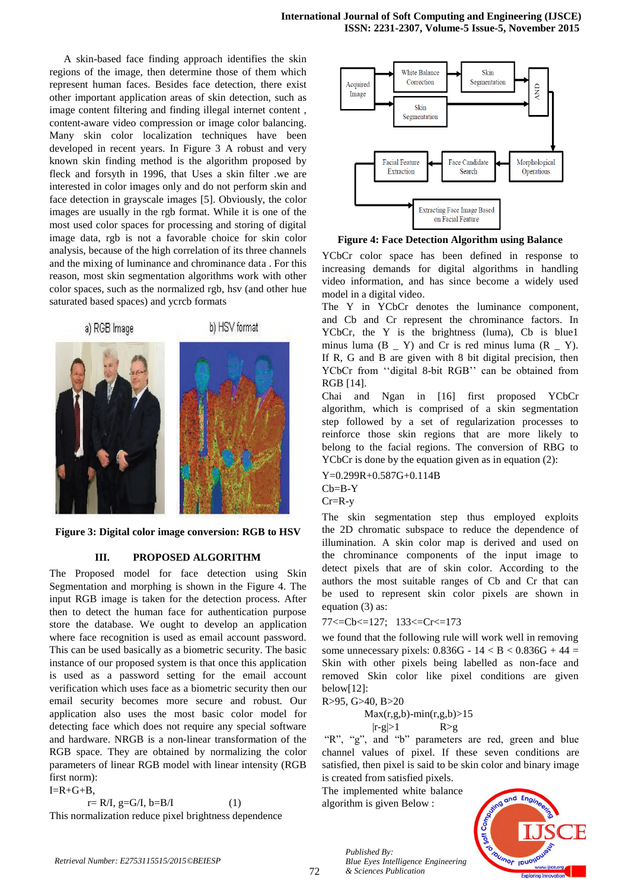A skin-based face finding approach identifies the skin regions of the image, then determine those of them which represent human faces. Besides face detection, there exist other important application areas of skin detection, such as image content filtering and finding illegal internet content , content-aware video compression or image color balancing. Many skin color localization techniques have been developed in recent years. In Figure 3 A robust and very known skin finding method is the algorithm proposed by fleck and forsyth in 1996, that Uses a skin filter .we are interested in color images only and do not perform skin and face detection in grayscale images [5]. Obviously, the color images are usually in the rgb format. While it is one of the most used color spaces for processing and storing of digital image data, rgb is not a favorable choice for skin color analysis, because of the high correlation of its three channels and the mixing of luminance and chrominance data . For this reason, most skin segmentation algorithms work with other color spaces, such as the normalized rgb, hsv (and other hue saturated based spaces) and ycrcb formats

a) RGB Image    b) HSV format

**Figure 3: Digital color image conversion: RGB to HSV**

## III. PROPOSED ALGORITHM

The Proposed model for face detection using Skin Segmentation and morphing is shown in the Figure 4. The input RGB image is taken for the detection process. After then to detect the human face for authentication purpose store the database. We ought to develop an application where face recognition is used as email account password. This can be used basically as a biometric security. The basic instance of our proposed system is that once this application is used as a password setting for the email account verification which uses face as a biometric security then our email security becomes more secure and robust. Our application also uses the most basic color model for detecting face which does not require any special software and hardware. NRGB is a non-linear transformation of the RGB space. They are obtained by normalizing the color parameters of linear RGB model with linear intensity (RGB first norm):

$I=R+G+B$,

$$r= R/I,\ g=G/I,\ b=B/I \qquad (1)$$

This normalization reduce pixel brightness dependence

Acquired Image → White Balance Correction → Skin Segmentation → AND; Acquired Image → Skin Segmentation → AND; AND → Morphological Operations → Face Candidate Search → Facial Feature Extraction → Extracting Face Image Based on Facial Feature

**Figure 4: Face Detection Algorithm using Balance**

YCbCr color space has been defined in response to increasing demands for digital algorithms in handling video information, and has since become a widely used model in a digital video.

The Y in YCbCr denotes the luminance component, and Cb and Cr represent the chrominance factors. In YCbCr, the Y is the brightness (luma), Cb is blue1 minus luma (B _ Y) and Cr is red minus luma (R _ Y). If R, G and B are given with 8 bit digital precision, then YCbCr from ''digital 8-bit RGB'' can be obtained from RGB [14].

Chai and Ngan in [16] first proposed YCbCr algorithm, which is comprised of a skin segmentation step followed by a set of regularization processes to reinforce those skin regions that are more likely to belong to the facial regions. The conversion of RBG to YCbCr is done by the equation given as in equation (2):

$$Y=0.299R+0.587G+0.114B$$
$$Cb=B-Y$$
$$Cr=R-y$$

The skin segmentation step thus employed exploits the 2D chromatic subspace to reduce the dependence of illumination. A skin color map is derived and used on the chrominance components of the input image to detect pixels that are of skin color. According to the authors the most suitable ranges of Cb and Cr that can be used to represent skin color pixels are shown in equation (3) as:

$$77<=Cb<=127; \quad 133<=Cr<=173$$

we found that the following rule will work well in removing some unnecessary pixels: $0.836G - 14 < B < 0.836G + 44$ = Skin with other pixels being labelled as non-face and removed Skin color like pixel conditions are given below[12]:

$$R>95,\ G>40,\ B>20$$
$$Max(r,g,b)-min(r,g,b)>15$$
$$|r-g|>1 \qquad R>g$$

"R", "g", and "b" parameters are red, green and blue channel values of pixel. If these seven conditions are satisfied, then pixel is said to be skin color and binary image is created from satisfied pixels.

The implemented white balance algorithm is given Below :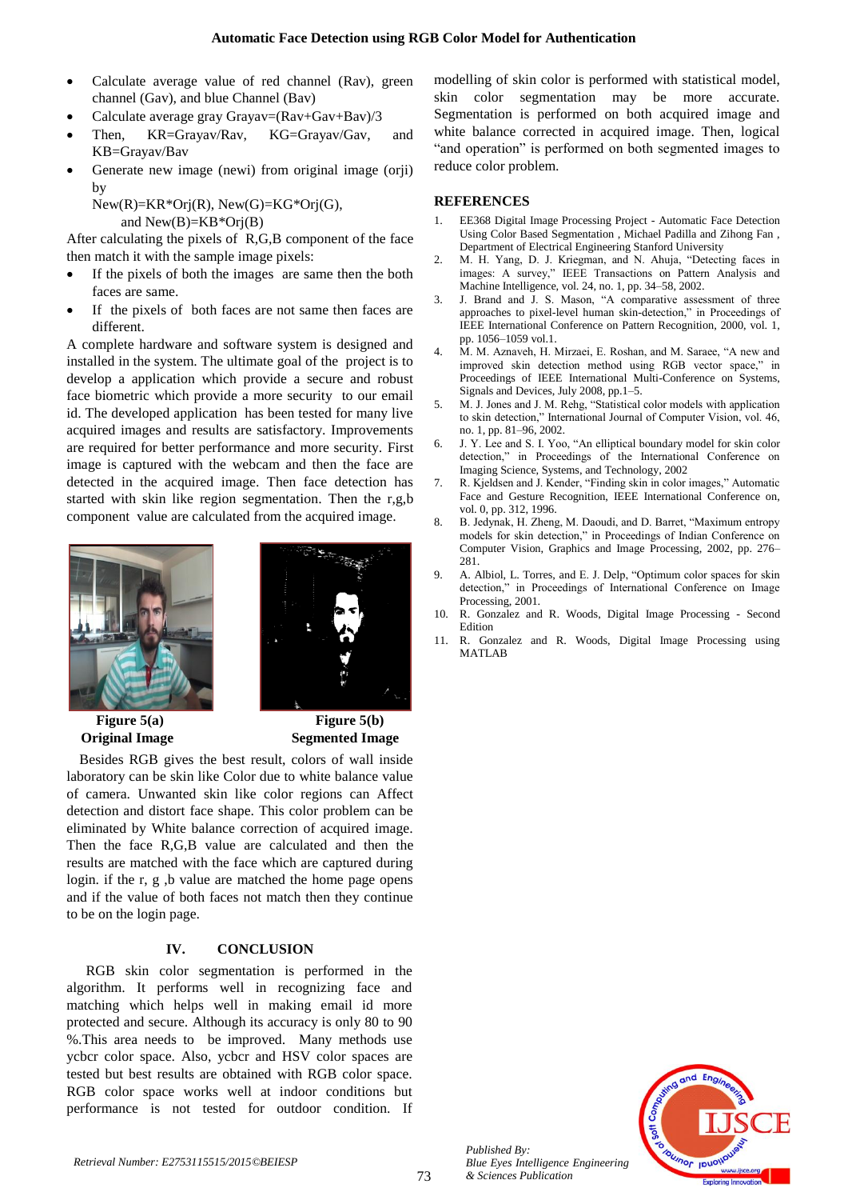- Calculate average value of red channel (Rav), green channel (Gav), and blue Channel (Bav)
- Calculate average gray Grayav=(Rav+Gav+Bav)/3
- Then, KR=Grayav/Rav, KG=Grayav/Gav, and KB=Grayav/Bav
- Generate new image (newi) from original image (orji) by
  New(R)=KR*Orj(R), New(G)=KG*Orj(G),
  and New(B)=KB*Orj(B)

After calculating the pixels of R,G,B component of the face then match it with the sample image pixels:

- If the pixels of both the images are same then the both faces are same.
- If the pixels of both faces are not same then faces are different.

A complete hardware and software system is designed and installed in the system. The ultimate goal of the project is to develop a application which provide a secure and robust face biometric which provide a more security to our email id. The developed application has been tested for many live acquired images and results are satisfactory. Improvements are required for better performance and more security. First image is captured with the webcam and then the face are detected in the acquired image. Then face detection has started with skin like region segmentation. Then the r,g,b component value are calculated from the acquired image.

**Figure 5(a)**
**Original Image**

**Figure 5(b)**
**Segmented Image**

Besides RGB gives the best result, colors of wall inside laboratory can be skin like Color due to white balance value of camera. Unwanted skin like color regions can Affect detection and distort face shape. This color problem can be eliminated by White balance correction of acquired image. Then the face R,G,B value are calculated and then the results are matched with the face which are captured during login. if the r, g ,b value are matched the home page opens and if the value of both faces not match then they continue to be on the login page.

## IV. CONCLUSION

RGB skin color segmentation is performed in the algorithm. It performs well in recognizing face and matching which helps well in making email id more protected and secure. Although its accuracy is only 80 to 90 %.This area needs to be improved. Many methods use ycbcr color space. Also, ycbcr and HSV color spaces are tested but best results are obtained with RGB color space. RGB color space works well at indoor conditions but performance is not tested for outdoor condition. If modelling of skin color is performed with statistical model, skin color segmentation may be more accurate. Segmentation is performed on both acquired image and white balance corrected in acquired image. Then, logical "and operation" is performed on both segmented images to reduce color problem.

## REFERENCES

1. EE368 Digital Image Processing Project - Automatic Face Detection Using Color Based Segmentation , Michael Padilla and Zihong Fan , Department of Electrical Engineering Stanford University
2. M. H. Yang, D. J. Kriegman, and N. Ahuja, "Detecting faces in images: A survey," IEEE Transactions on Pattern Analysis and Machine Intelligence, vol. 24, no. 1, pp. 34–58, 2002.
3. J. Brand and J. S. Mason, "A comparative assessment of three approaches to pixel-level human skin-detection," in Proceedings of IEEE International Conference on Pattern Recognition, 2000, vol. 1, pp. 1056–1059 vol.1.
4. M. M. Aznaveh, H. Mirzaei, E. Roshan, and M. Saraee, "A new and improved skin detection method using RGB vector space," in Proceedings of IEEE International Multi-Conference on Systems, Signals and Devices, July 2008, pp.1–5.
5. M. J. Jones and J. M. Rehg, "Statistical color models with application to skin detection," International Journal of Computer Vision, vol. 46, no. 1, pp. 81–96, 2002.
6. J. Y. Lee and S. I. Yoo, "An elliptical boundary model for skin color detection," in Proceedings of the International Conference on Imaging Science, Systems, and Technology, 2002
7. R. Kjeldsen and J. Kender, "Finding skin in color images," Automatic Face and Gesture Recognition, IEEE International Conference on, vol. 0, pp. 312, 1996.
8. B. Jedynak, H. Zheng, M. Daoudi, and D. Barret, "Maximum entropy models for skin detection," in Proceedings of Indian Conference on Computer Vision, Graphics and Image Processing, 2002, pp. 276–281.
9. A. Albiol, L. Torres, and E. J. Delp, "Optimum color spaces for skin detection," in Proceedings of International Conference on Image Processing, 2001.
10. R. Gonzalez and R. Woods, Digital Image Processing - Second Edition
11. R. Gonzalez and R. Woods, Digital Image Processing using MATLAB